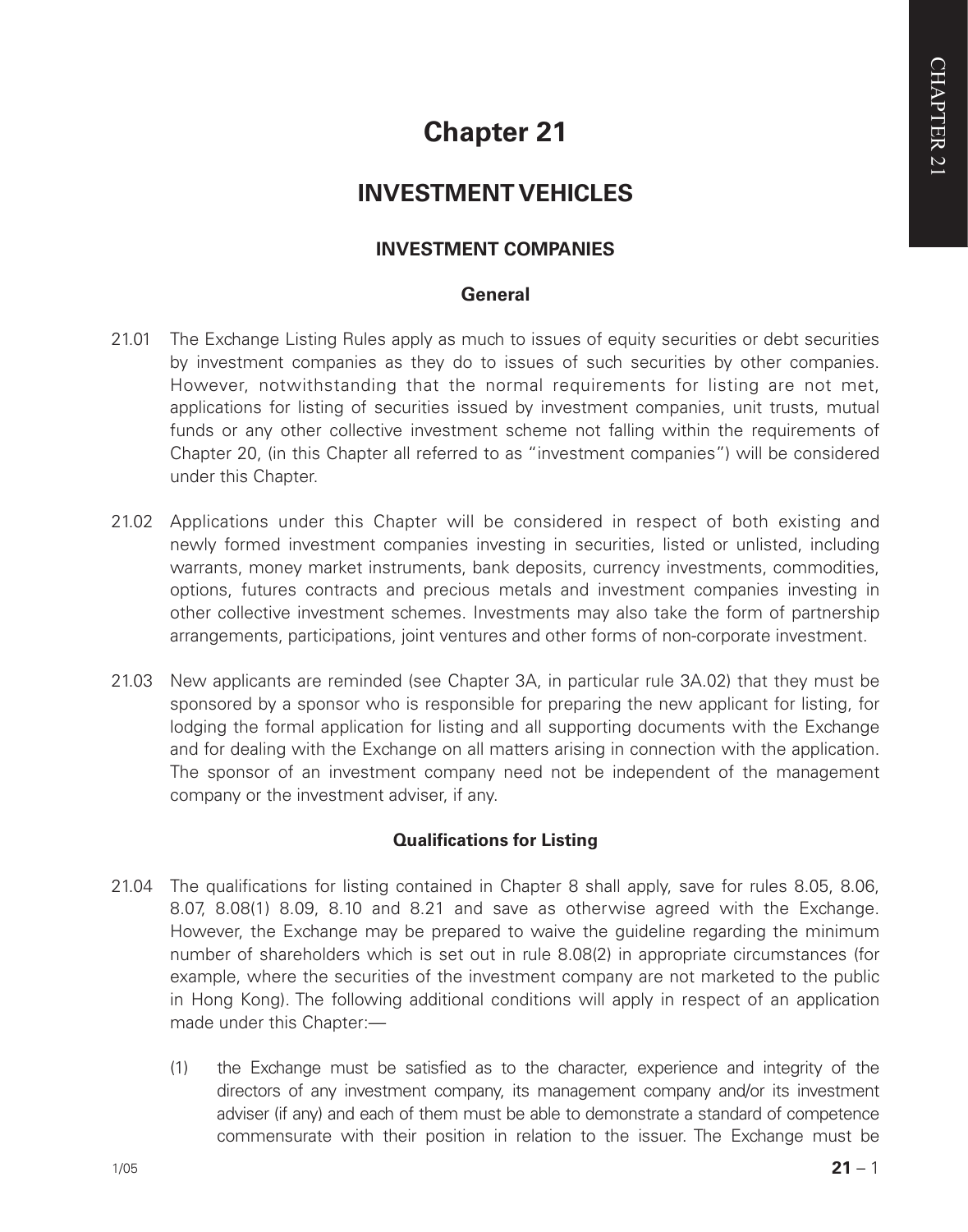# Chapter 21

## INVESTMENT VEHICLES

### INVESTMENT COMPANIES

#### General

21.01 The Exchange Listing Rules apply as much to issues of equity securities or debt securities by investment companies as they do to issues of such securities by other companies. However, notwithstanding that the normal requirements for listing are not met, applications for listing of securities issued by investment companies, unit trusts, mutual funds or any other collective investment scheme not falling within the requirements of Chapter 20, (in this Chapter all referred to as "investment companies") will be considered under this Chapter.

21.02 Applications under this Chapter will be considered in respect of both existing and newly formed investment companies investing in securities, listed or unlisted, including warrants, money market instruments, bank deposits, currency investments, commodities, options, futures contracts and precious metals and investment companies investing in other collective investment schemes. Investments may also take the form of partnership arrangements, participations, joint ventures and other forms of non-corporate investment.

21.03 New applicants are reminded (see Chapter 3A, in particular rule 3A.02) that they must be sponsored by a sponsor who is responsible for preparing the new applicant for listing, for lodging the formal application for listing and all supporting documents with the Exchange and for dealing with the Exchange on all matters arising in connection with the application. The sponsor of an investment company need not be independent of the management company or the investment adviser, if any.

#### Qualifications for Listing

21.04 The qualifications for listing contained in Chapter 8 shall apply, save for rules 8.05, 8.06, 8.07, 8.08(1) 8.09, 8.10 and 8.21 and save as otherwise agreed with the Exchange. However, the Exchange may be prepared to waive the guideline regarding the minimum number of shareholders which is set out in rule 8.08(2) in appropriate circumstances (for example, where the securities of the investment company are not marketed to the public in Hong Kong). The following additional conditions will apply in respect of an application made under this Chapter:—

(1) the Exchange must be satisfied as to the character, experience and integrity of the directors of any investment company, its management company and/or its investment adviser (if any) and each of them must be able to demonstrate a standard of competence commensurate with their position in relation to the issuer. The Exchange must be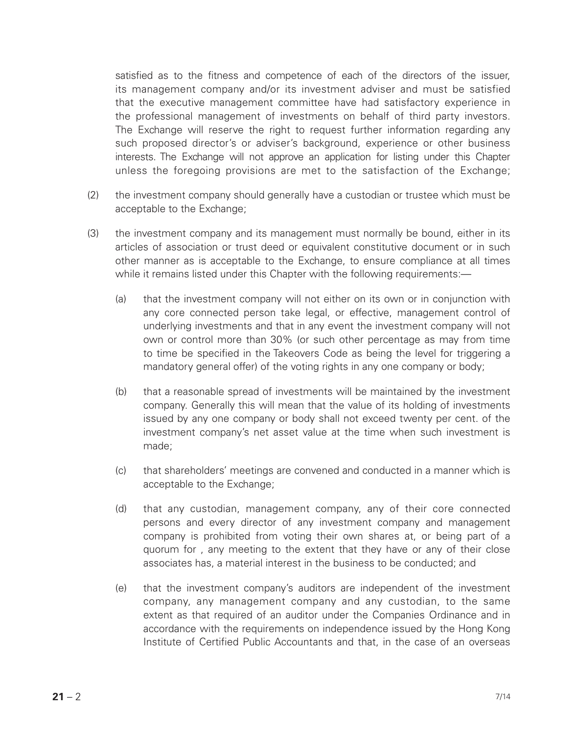satisfied as to the fitness and competence of each of the directors of the issuer, its management company and/or its investment adviser and must be satisfied that the executive management committee have had satisfactory experience in the professional management of investments on behalf of third party investors. The Exchange will reserve the right to request further information regarding any such proposed director's or adviser's background, experience or other business interests. The Exchange will not approve an application for listing under this Chapter unless the foregoing provisions are met to the satisfaction of the Exchange;

(2) the investment company should generally have a custodian or trustee which must be acceptable to the Exchange;

(3) the investment company and its management must normally be bound, either in its articles of association or trust deed or equivalent constitutive document or in such other manner as is acceptable to the Exchange, to ensure compliance at all times while it remains listed under this Chapter with the following requirements:—

   (a) that the investment company will not either on its own or in conjunction with any core connected person take legal, or effective, management control of underlying investments and that in any event the investment company will not own or control more than 30% (or such other percentage as may from time to time be specified in the Takeovers Code as being the level for triggering a mandatory general offer) of the voting rights in any one company or body;

   (b) that a reasonable spread of investments will be maintained by the investment company. Generally this will mean that the value of its holding of investments issued by any one company or body shall not exceed twenty per cent. of the investment company's net asset value at the time when such investment is made;

   (c) that shareholders' meetings are convened and conducted in a manner which is acceptable to the Exchange;

   (d) that any custodian, management company, any of their core connected persons and every director of any investment company and management company is prohibited from voting their own shares at, or being part of a quorum for , any meeting to the extent that they have or any of their close associates has, a material interest in the business to be conducted; and

   (e) that the investment company's auditors are independent of the investment company, any management company and any custodian, to the same extent as that required of an auditor under the Companies Ordinance and in accordance with the requirements on independence issued by the Hong Kong Institute of Certified Public Accountants and that, in the case of an overseas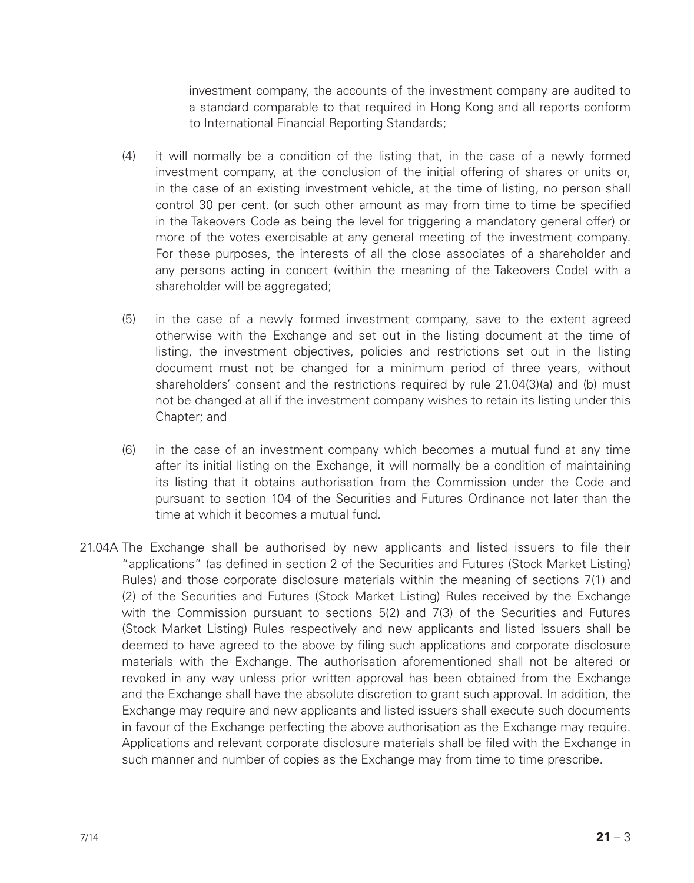investment company, the accounts of the investment company are audited to a standard comparable to that required in Hong Kong and all reports conform to International Financial Reporting Standards;

(4) it will normally be a condition of the listing that, in the case of a newly formed investment company, at the conclusion of the initial offering of shares or units or, in the case of an existing investment vehicle, at the time of listing, no person shall control 30 per cent. (or such other amount as may from time to time be specified in the Takeovers Code as being the level for triggering a mandatory general offer) or more of the votes exercisable at any general meeting of the investment company. For these purposes, the interests of all the close associates of a shareholder and any persons acting in concert (within the meaning of the Takeovers Code) with a shareholder will be aggregated;

(5) in the case of a newly formed investment company, save to the extent agreed otherwise with the Exchange and set out in the listing document at the time of listing, the investment objectives, policies and restrictions set out in the listing document must not be changed for a minimum period of three years, without shareholders' consent and the restrictions required by rule 21.04(3)(a) and (b) must not be changed at all if the investment company wishes to retain its listing under this Chapter; and

(6) in the case of an investment company which becomes a mutual fund at any time after its initial listing on the Exchange, it will normally be a condition of maintaining its listing that it obtains authorisation from the Commission under the Code and pursuant to section 104 of the Securities and Futures Ordinance not later than the time at which it becomes a mutual fund.

21.04A The Exchange shall be authorised by new applicants and listed issuers to file their "applications" (as defined in section 2 of the Securities and Futures (Stock Market Listing) Rules) and those corporate disclosure materials within the meaning of sections 7(1) and (2) of the Securities and Futures (Stock Market Listing) Rules received by the Exchange with the Commission pursuant to sections 5(2) and 7(3) of the Securities and Futures (Stock Market Listing) Rules respectively and new applicants and listed issuers shall be deemed to have agreed to the above by filing such applications and corporate disclosure materials with the Exchange. The authorisation aforementioned shall not be altered or revoked in any way unless prior written approval has been obtained from the Exchange and the Exchange shall have the absolute discretion to grant such approval. In addition, the Exchange may require and new applicants and listed issuers shall execute such documents in favour of the Exchange perfecting the above authorisation as the Exchange may require. Applications and relevant corporate disclosure materials shall be filed with the Exchange in such manner and number of copies as the Exchange may from time to time prescribe.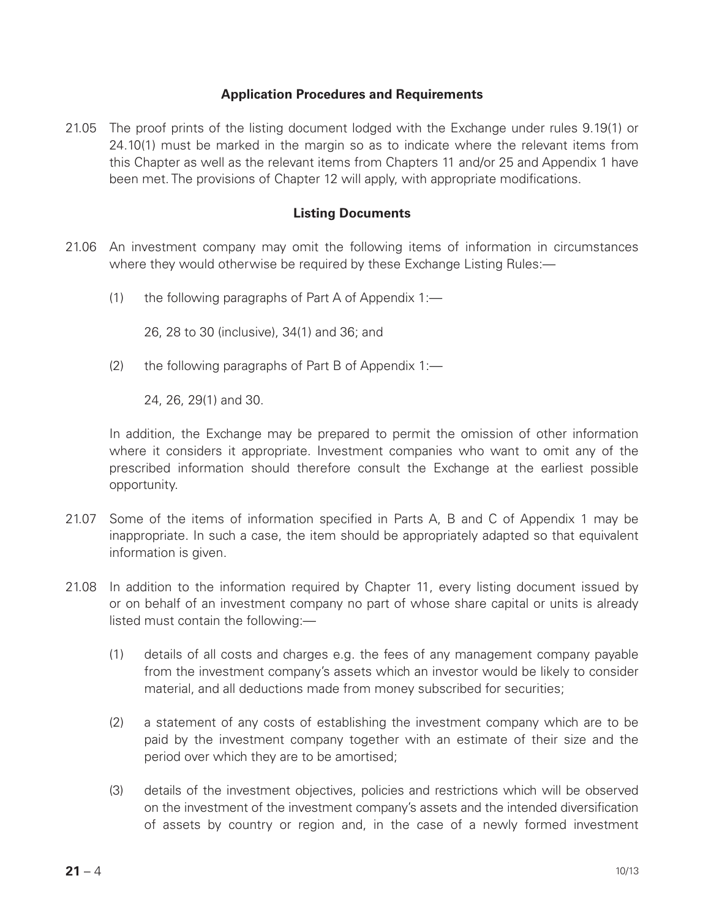## Application Procedures and Requirements

21.05 The proof prints of the listing document lodged with the Exchange under rules 9.19(1) or 24.10(1) must be marked in the margin so as to indicate where the relevant items from this Chapter as well as the relevant items from Chapters 11 and/or 25 and Appendix 1 have been met. The provisions of Chapter 12 will apply, with appropriate modifications.

## Listing Documents

21.06 An investment company may omit the following items of information in circumstances where they would otherwise be required by these Exchange Listing Rules:—

(1) the following paragraphs of Part A of Appendix 1:—

26, 28 to 30 (inclusive), 34(1) and 36; and

(2) the following paragraphs of Part B of Appendix 1:—

24, 26, 29(1) and 30.

In addition, the Exchange may be prepared to permit the omission of other information where it considers it appropriate. Investment companies who want to omit any of the prescribed information should therefore consult the Exchange at the earliest possible opportunity.

21.07 Some of the items of information specified in Parts A, B and C of Appendix 1 may be inappropriate. In such a case, the item should be appropriately adapted so that equivalent information is given.

21.08 In addition to the information required by Chapter 11, every listing document issued by or on behalf of an investment company no part of whose share capital or units is already listed must contain the following:—

(1) details of all costs and charges e.g. the fees of any management company payable from the investment company's assets which an investor would be likely to consider material, and all deductions made from money subscribed for securities;

(2) a statement of any costs of establishing the investment company which are to be paid by the investment company together with an estimate of their size and the period over which they are to be amortised;

(3) details of the investment objectives, policies and restrictions which will be observed on the investment of the investment company's assets and the intended diversification of assets by country or region and, in the case of a newly formed investment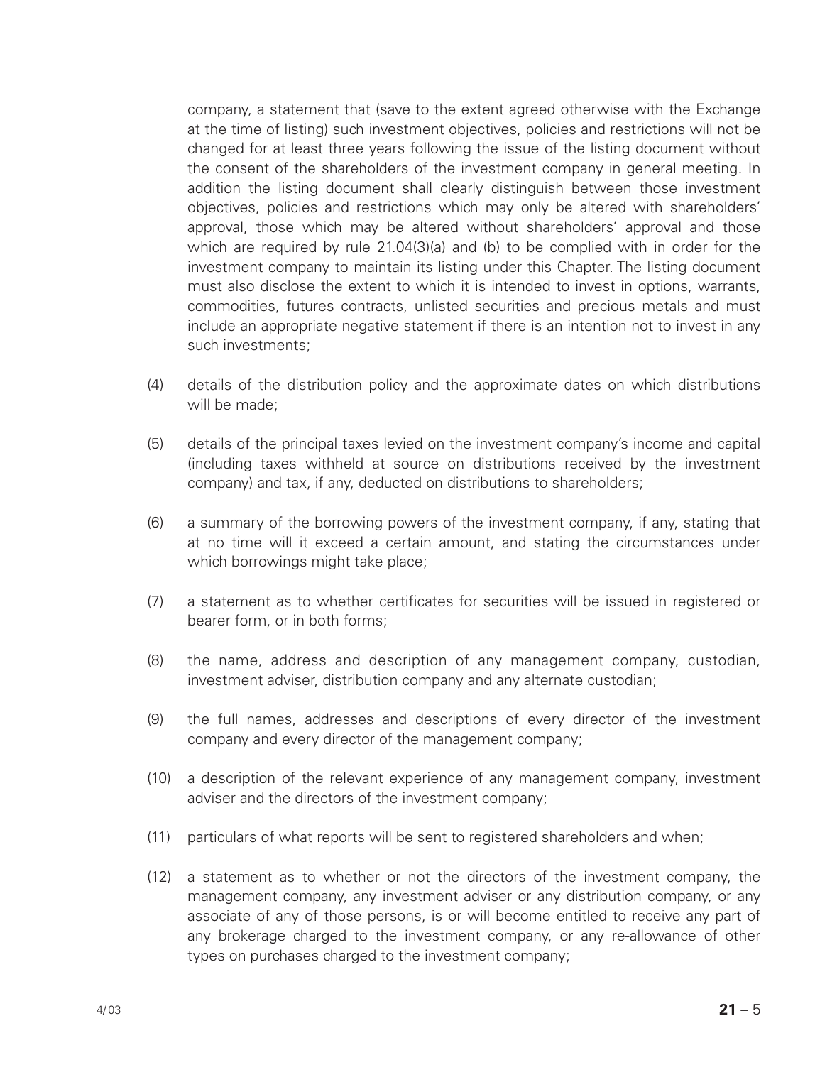company, a statement that (save to the extent agreed otherwise with the Exchange at the time of listing) such investment objectives, policies and restrictions will not be changed for at least three years following the issue of the listing document without the consent of the shareholders of the investment company in general meeting. In addition the listing document shall clearly distinguish between those investment objectives, policies and restrictions which may only be altered with shareholders' approval, those which may be altered without shareholders' approval and those which are required by rule 21.04(3)(a) and (b) to be complied with in order for the investment company to maintain its listing under this Chapter. The listing document must also disclose the extent to which it is intended to invest in options, warrants, commodities, futures contracts, unlisted securities and precious metals and must include an appropriate negative statement if there is an intention not to invest in any such investments;

(4) details of the distribution policy and the approximate dates on which distributions will be made;

(5) details of the principal taxes levied on the investment company's income and capital (including taxes withheld at source on distributions received by the investment company) and tax, if any, deducted on distributions to shareholders;

(6) a summary of the borrowing powers of the investment company, if any, stating that at no time will it exceed a certain amount, and stating the circumstances under which borrowings might take place;

(7) a statement as to whether certificates for securities will be issued in registered or bearer form, or in both forms;

(8) the name, address and description of any management company, custodian, investment adviser, distribution company and any alternate custodian;

(9) the full names, addresses and descriptions of every director of the investment company and every director of the management company;

(10) a description of the relevant experience of any management company, investment adviser and the directors of the investment company;

(11) particulars of what reports will be sent to registered shareholders and when;

(12) a statement as to whether or not the directors of the investment company, the management company, any investment adviser or any distribution company, or any associate of any of those persons, is or will become entitled to receive any part of any brokerage charged to the investment company, or any re-allowance of other types on purchases charged to the investment company;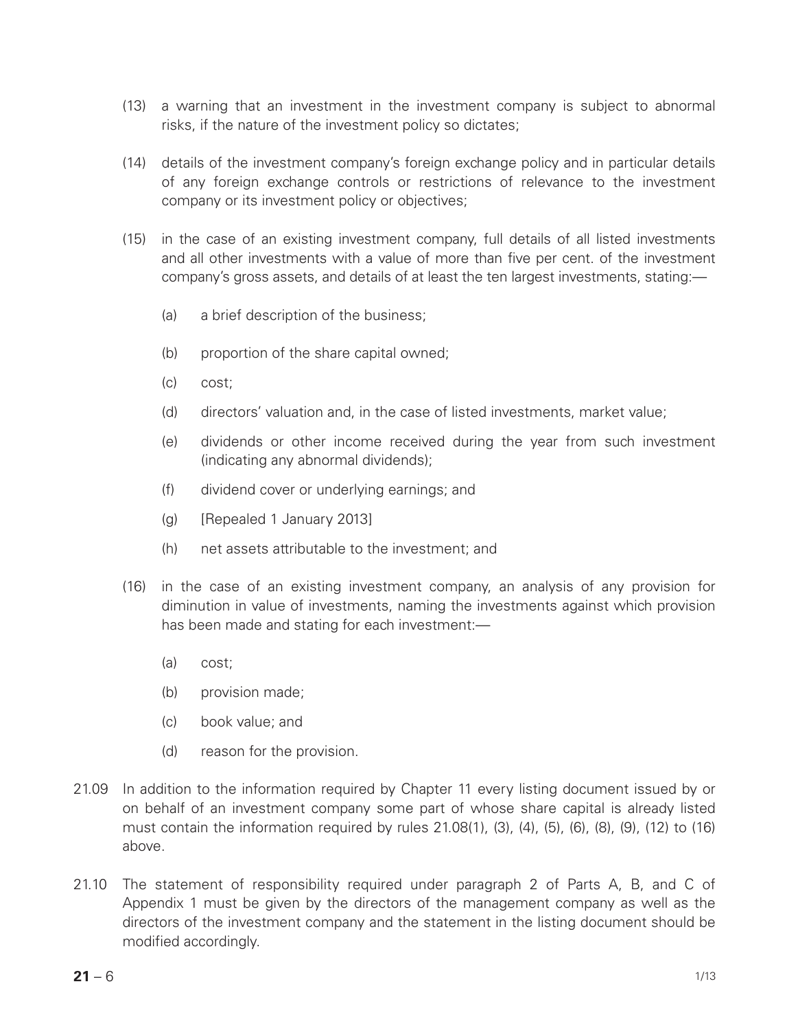(13) a warning that an investment in the investment company is subject to abnormal risks, if the nature of the investment policy so dictates;

(14) details of the investment company's foreign exchange policy and in particular details of any foreign exchange controls or restrictions of relevance to the investment company or its investment policy or objectives;

(15) in the case of an existing investment company, full details of all listed investments and all other investments with a value of more than five per cent. of the investment company's gross assets, and details of at least the ten largest investments, stating:—

   (a) a brief description of the business;

   (b) proportion of the share capital owned;

   (c) cost;

   (d) directors' valuation and, in the case of listed investments, market value;

   (e) dividends or other income received during the year from such investment (indicating any abnormal dividends);

   (f) dividend cover or underlying earnings; and

   (g) [Repealed 1 January 2013]

   (h) net assets attributable to the investment; and

(16) in the case of an existing investment company, an analysis of any provision for diminution in value of investments, naming the investments against which provision has been made and stating for each investment:—

   (a) cost;

   (b) provision made;

   (c) book value; and

   (d) reason for the provision.

21.09 In addition to the information required by Chapter 11 every listing document issued by or on behalf of an investment company some part of whose share capital is already listed must contain the information required by rules 21.08(1), (3), (4), (5), (6), (8), (9), (12) to (16) above.

21.10 The statement of responsibility required under paragraph 2 of Parts A, B, and C of Appendix 1 must be given by the directors of the management company as well as the directors of the investment company and the statement in the listing document should be modified accordingly.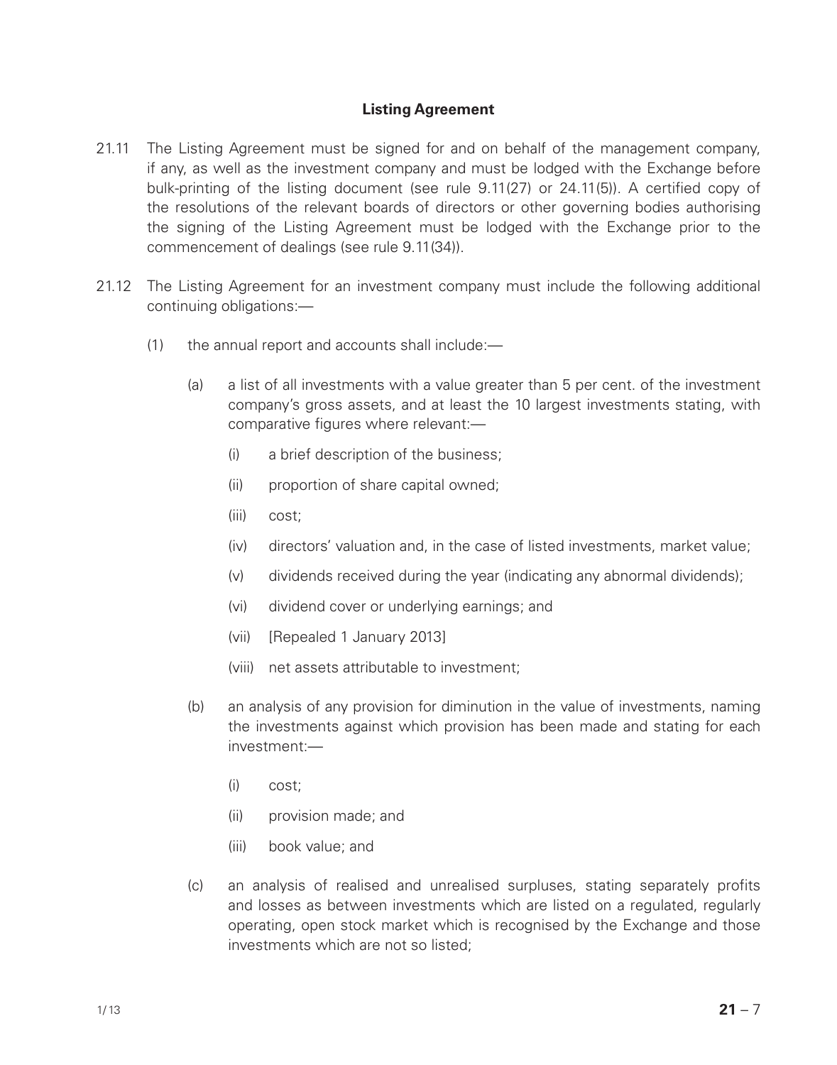## Listing Agreement

21.11 The Listing Agreement must be signed for and on behalf of the management company, if any, as well as the investment company and must be lodged with the Exchange before bulk-printing of the listing document (see rule 9.11(27) or 24.11(5)). A certified copy of the resolutions of the relevant boards of directors or other governing bodies authorising the signing of the Listing Agreement must be lodged with the Exchange prior to the commencement of dealings (see rule 9.11(34)).

21.12 The Listing Agreement for an investment company must include the following additional continuing obligations:—

(1) the annual report and accounts shall include:—

(a) a list of all investments with a value greater than 5 per cent. of the investment company's gross assets, and at least the 10 largest investments stating, with comparative figures where relevant:—

(i) a brief description of the business;

(ii) proportion of share capital owned;

(iii) cost;

(iv) directors' valuation and, in the case of listed investments, market value;

(v) dividends received during the year (indicating any abnormal dividends);

(vi) dividend cover or underlying earnings; and

(vii) [Repealed 1 January 2013]

(viii) net assets attributable to investment;

(b) an analysis of any provision for diminution in the value of investments, naming the investments against which provision has been made and stating for each investment:—

(i) cost;

(ii) provision made; and

(iii) book value; and

(c) an analysis of realised and unrealised surpluses, stating separately profits and losses as between investments which are listed on a regulated, regularly operating, open stock market which is recognised by the Exchange and those investments which are not so listed;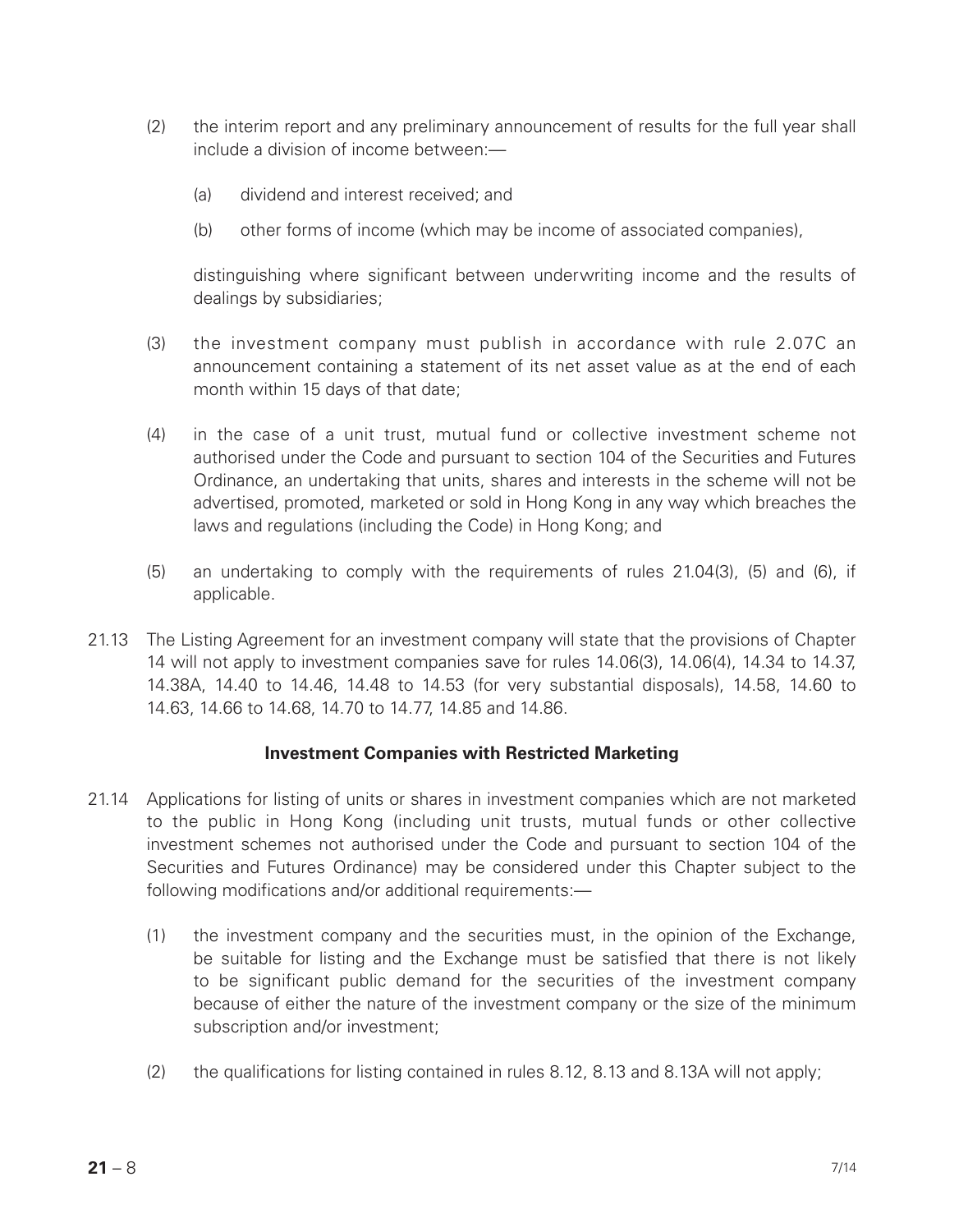(2) the interim report and any preliminary announcement of results for the full year shall include a division of income between:—

(a) dividend and interest received; and

(b) other forms of income (which may be income of associated companies),

distinguishing where significant between underwriting income and the results of dealings by subsidiaries;

(3) the investment company must publish in accordance with rule 2.07C an announcement containing a statement of its net asset value as at the end of each month within 15 days of that date;

(4) in the case of a unit trust, mutual fund or collective investment scheme not authorised under the Code and pursuant to section 104 of the Securities and Futures Ordinance, an undertaking that units, shares and interests in the scheme will not be advertised, promoted, marketed or sold in Hong Kong in any way which breaches the laws and regulations (including the Code) in Hong Kong; and

(5) an undertaking to comply with the requirements of rules 21.04(3), (5) and (6), if applicable.

21.13 The Listing Agreement for an investment company will state that the provisions of Chapter 14 will not apply to investment companies save for rules 14.06(3), 14.06(4), 14.34 to 14.37, 14.38A, 14.40 to 14.46, 14.48 to 14.53 (for very substantial disposals), 14.58, 14.60 to 14.63, 14.66 to 14.68, 14.70 to 14.77, 14.85 and 14.86.

**Investment Companies with Restricted Marketing**

21.14 Applications for listing of units or shares in investment companies which are not marketed to the public in Hong Kong (including unit trusts, mutual funds or other collective investment schemes not authorised under the Code and pursuant to section 104 of the Securities and Futures Ordinance) may be considered under this Chapter subject to the following modifications and/or additional requirements:—

(1) the investment company and the securities must, in the opinion of the Exchange, be suitable for listing and the Exchange must be satisfied that there is not likely to be significant public demand for the securities of the investment company because of either the nature of the investment company or the size of the minimum subscription and/or investment;

(2) the qualifications for listing contained in rules 8.12, 8.13 and 8.13A will not apply;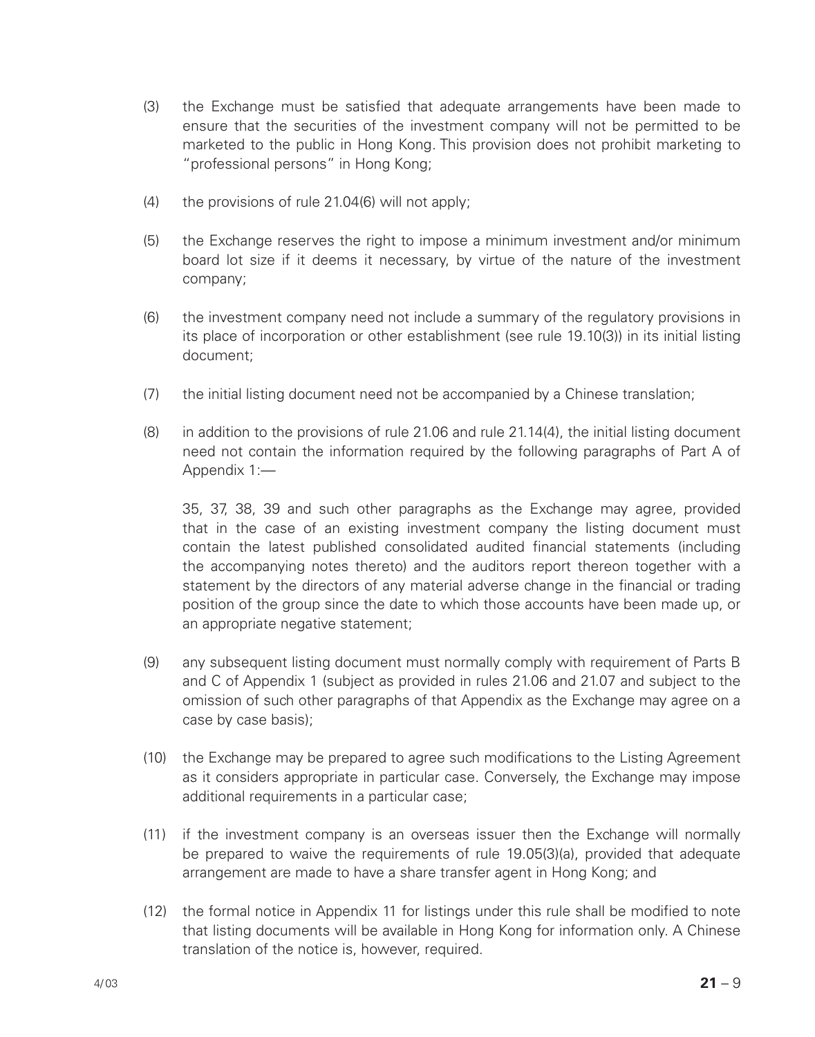(3) the Exchange must be satisfied that adequate arrangements have been made to ensure that the securities of the investment company will not be permitted to be marketed to the public in Hong Kong. This provision does not prohibit marketing to "professional persons" in Hong Kong;

(4) the provisions of rule 21.04(6) will not apply;

(5) the Exchange reserves the right to impose a minimum investment and/or minimum board lot size if it deems it necessary, by virtue of the nature of the investment company;

(6) the investment company need not include a summary of the regulatory provisions in its place of incorporation or other establishment (see rule 19.10(3)) in its initial listing document;

(7) the initial listing document need not be accompanied by a Chinese translation;

(8) in addition to the provisions of rule 21.06 and rule 21.14(4), the initial listing document need not contain the information required by the following paragraphs of Part A of Appendix 1:—

    35, 37, 38, 39 and such other paragraphs as the Exchange may agree, provided that in the case of an existing investment company the listing document must contain the latest published consolidated audited financial statements (including the accompanying notes thereto) and the auditors report thereon together with a statement by the directors of any material adverse change in the financial or trading position of the group since the date to which those accounts have been made up, or an appropriate negative statement;

(9) any subsequent listing document must normally comply with requirement of Parts B and C of Appendix 1 (subject as provided in rules 21.06 and 21.07 and subject to the omission of such other paragraphs of that Appendix as the Exchange may agree on a case by case basis);

(10) the Exchange may be prepared to agree such modifications to the Listing Agreement as it considers appropriate in particular case. Conversely, the Exchange may impose additional requirements in a particular case;

(11) if the investment company is an overseas issuer then the Exchange will normally be prepared to waive the requirements of rule 19.05(3)(a), provided that adequate arrangement are made to have a share transfer agent in Hong Kong; and

(12) the formal notice in Appendix 11 for listings under this rule shall be modified to note that listing documents will be available in Hong Kong for information only. A Chinese translation of the notice is, however, required.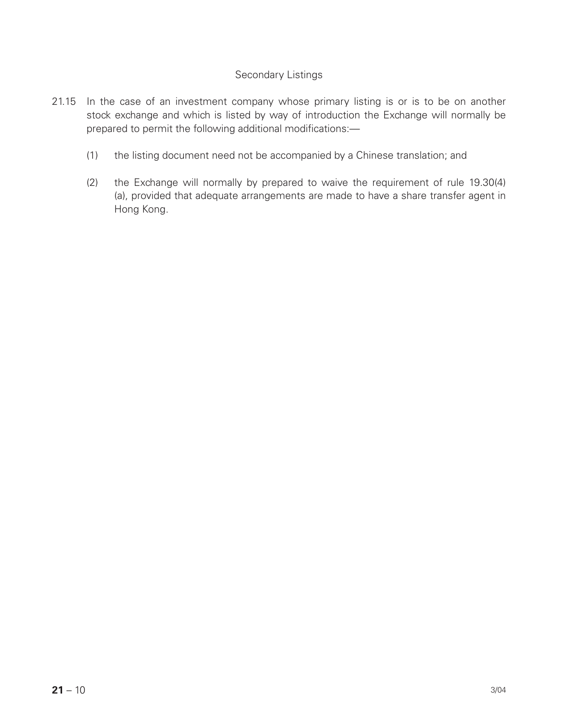## Secondary Listings

21.15 In the case of an investment company whose primary listing is or is to be on another stock exchange and which is listed by way of introduction the Exchange will normally be prepared to permit the following additional modifications:—

(1) the listing document need not be accompanied by a Chinese translation; and

(2) the Exchange will normally by prepared to waive the requirement of rule 19.30(4)(a), provided that adequate arrangements are made to have a share transfer agent in Hong Kong.